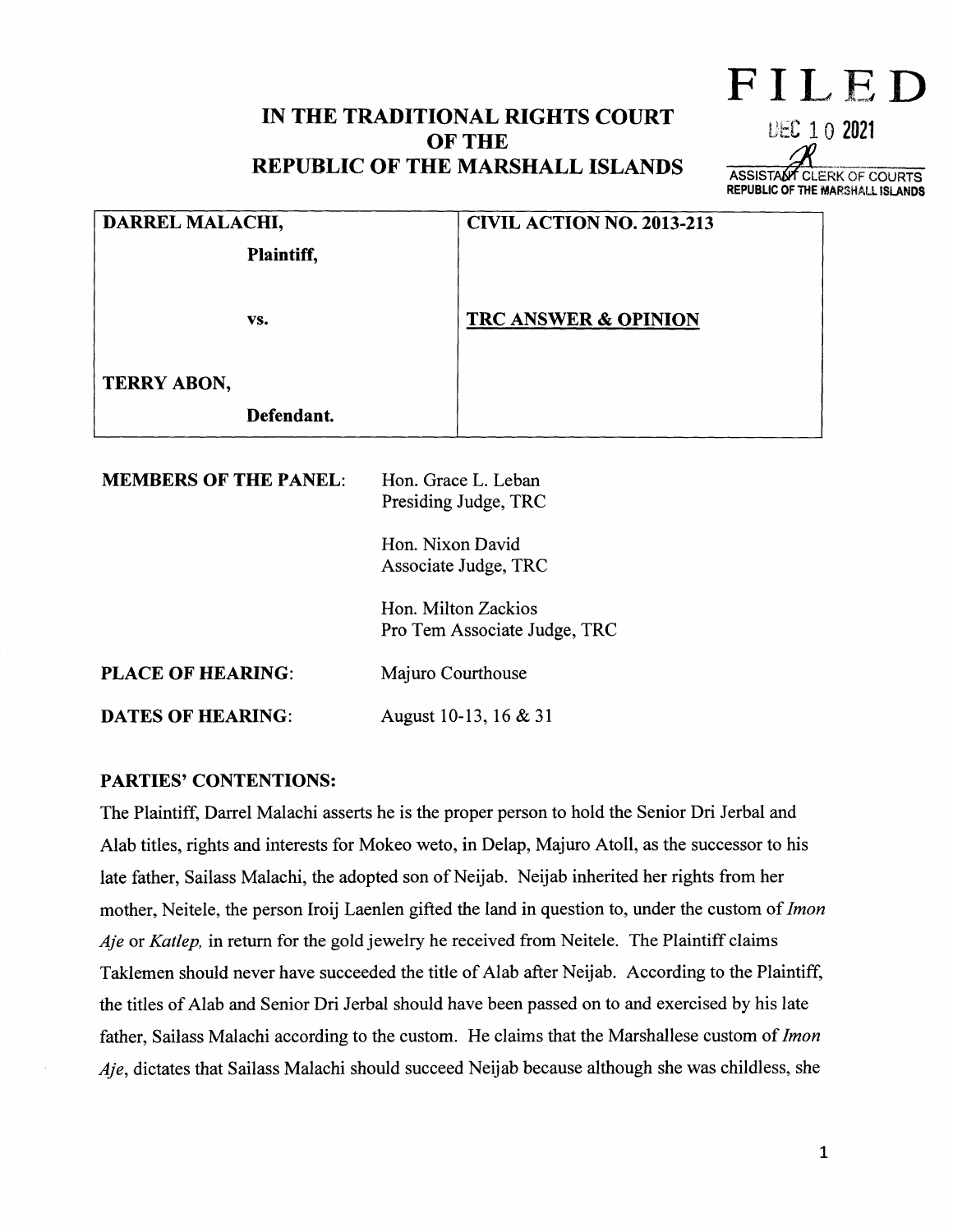# IN THE TRADITIONAL RIGHTS COURT OF THE REPUBLIC OF THE MARSHALL ISLANDS

**FILED**

DEC 10 2021

ASSISTANT CLERK OF COURTS
REPUBLIC OF THE MARSHALL ISLANDS

| | |
|---|---|
| **DARREL MALACHI,**<br>**Plaintiff,**<br><br>**vs.**<br><br>**TERRY ABON,**<br>**Defendant.** | **CIVIL ACTION NO. 2013-213**<br><br>**TRC ANSWER & OPINION** |

**MEMBERS OF THE PANEL:** Hon. Grace L. Leban
Presiding Judge, TRC

Hon. Nixon David
Associate Judge, TRC

Hon. Milton Zackios
Pro Tem Associate Judge, TRC

**PLACE OF HEARING:** Majuro Courthouse

**DATES OF HEARING:** August 10-13, 16 & 31

**PARTIES' CONTENTIONS:**

The Plaintiff, Darrel Malachi asserts he is the proper person to hold the Senior Dri Jerbal and Alab titles, rights and interests for Mokeo weto, in Delap, Majuro Atoll, as the successor to his late father, Sailass Malachi, the adopted son of Neijab. Neijab inherited her rights from her mother, Neitele, the person Iroij Laenlen gifted the land in question to, under the custom of *Imon Aje* or *Katlep,* in return for the gold jewelry he received from Neitele. The Plaintiff claims Taklemen should never have succeeded the title of Alab after Neijab. According to the Plaintiff, the titles of Alab and Senior Dri Jerbal should have been passed on to and exercised by his late father, Sailass Malachi according to the custom. He claims that the Marshallese custom of *Imon Aje*, dictates that Sailass Malachi should succeed Neijab because although she was childless, she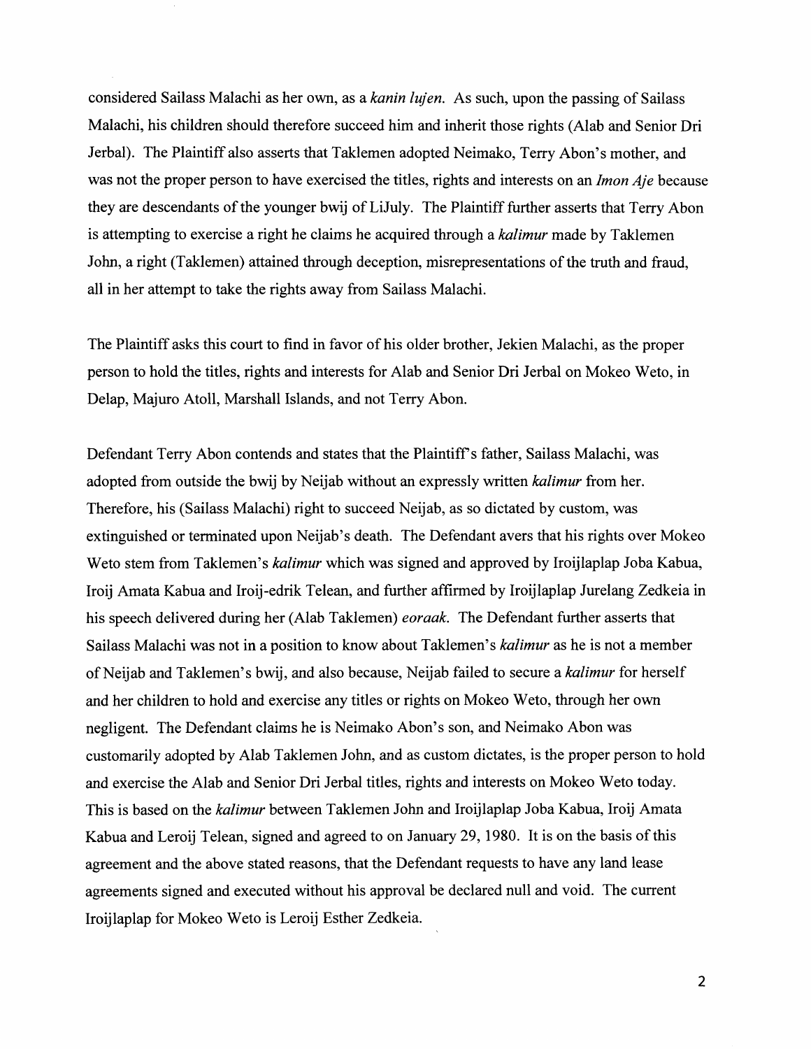considered Sailass Malachi as her own, as a *kanin lujen*. As such, upon the passing of Sailass Malachi, his children should therefore succeed him and inherit those rights (Alab and Senior Dri Jerbal). The Plaintiff also asserts that Taklemen adopted Neimako, Terry Abon's mother, and was not the proper person to have exercised the titles, rights and interests on an *Imon Aje* because they are descendants of the younger bwij of LiJuly. The Plaintiff further asserts that Terry Abon is attempting to exercise a right he claims he acquired through a *kalimur* made by Taklemen John, a right (Taklemen) attained through deception, misrepresentations of the truth and fraud, all in her attempt to take the rights away from Sailass Malachi.

The Plaintiff asks this court to find in favor of his older brother, Jekien Malachi, as the proper person to hold the titles, rights and interests for Alab and Senior Dri Jerbal on Mokeo Weto, in Delap, Majuro Atoll, Marshall Islands, and not Terry Abon.

Defendant Terry Abon contends and states that the Plaintiff's father, Sailass Malachi, was adopted from outside the bwij by Neijab without an expressly written *kalimur* from her. Therefore, his (Sailass Malachi) right to succeed Neijab, as so dictated by custom, was extinguished or terminated upon Neijab's death. The Defendant avers that his rights over Mokeo Weto stem from Taklemen's *kalimur* which was signed and approved by Iroijlaplap Joba Kabua, Iroij Amata Kabua and Iroij-edrik Telean, and further affirmed by Iroijlaplap Jurelang Zedkeia in his speech delivered during her (Alab Taklemen) *eoraak*. The Defendant further asserts that Sailass Malachi was not in a position to know about Taklemen's *kalimur* as he is not a member of Neijab and Taklemen's bwij, and also because, Neijab failed to secure a *kalimur* for herself and her children to hold and exercise any titles or rights on Mokeo Weto, through her own negligent. The Defendant claims he is Neimako Abon's son, and Neimako Abon was customarily adopted by Alab Taklemen John, and as custom dictates, is the proper person to hold and exercise the Alab and Senior Dri Jerbal titles, rights and interests on Mokeo Weto today. This is based on the *kalimur* between Taklemen John and Iroijlaplap Joba Kabua, Iroij Amata Kabua and Leroij Telean, signed and agreed to on January 29, 1980. It is on the basis of this agreement and the above stated reasons, that the Defendant requests to have any land lease agreements signed and executed without his approval be declared null and void. The current Iroijlaplap for Mokeo Weto is Leroij Esther Zedkeia.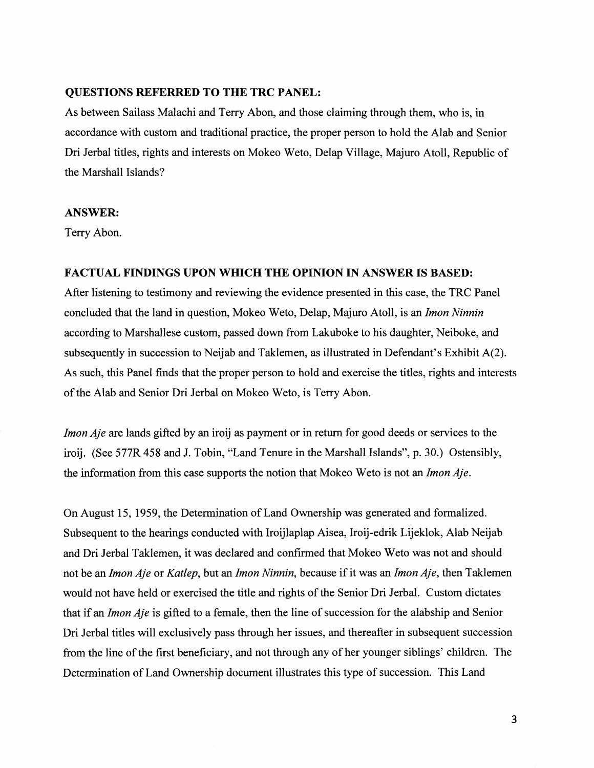**QUESTIONS REFERRED TO THE TRC PANEL:**

As between Sailass Malachi and Terry Abon, and those claiming through them, who is, in accordance with custom and traditional practice, the proper person to hold the Alab and Senior Dri Jerbal titles, rights and interests on Mokeo Weto, Delap Village, Majuro Atoll, Republic of the Marshall Islands?

**ANSWER:**

Terry Abon.

**FACTUAL FINDINGS UPON WHICH THE OPINION IN ANSWER IS BASED:**

After listening to testimony and reviewing the evidence presented in this case, the TRC Panel concluded that the land in question, Mokeo Weto, Delap, Majuro Atoll, is an *Imon Ninnin* according to Marshallese custom, passed down from Lakuboke to his daughter, Neiboke, and subsequently in succession to Neijab and Taklemen, as illustrated in Defendant's Exhibit A(2). As such, this Panel finds that the proper person to hold and exercise the titles, rights and interests of the Alab and Senior Dri Jerbal on Mokeo Weto, is Terry Abon.

*Imon Aje* are lands gifted by an iroij as payment or in return for good deeds or services to the iroij. (See 577R 458 and J. Tobin, "Land Tenure in the Marshall Islands", p. 30.) Ostensibly, the information from this case supports the notion that Mokeo Weto is not an *Imon Aje*.

On August 15, 1959, the Determination of Land Ownership was generated and formalized. Subsequent to the hearings conducted with Iroijlaplap Aisea, Iroij-edrik Lijeklok, Alab Neijab and Dri Jerbal Taklemen, it was declared and confirmed that Mokeo Weto was not and should not be an *Imon Aje* or *Katlep*, but an *Imon Ninnin*, because if it was an *Imon Aje*, then Taklemen would not have held or exercised the title and rights of the Senior Dri Jerbal. Custom dictates that if an *Imon Aje* is gifted to a female, then the line of succession for the alabship and Senior Dri Jerbal titles will exclusively pass through her issues, and thereafter in subsequent succession from the line of the first beneficiary, and not through any of her younger siblings' children. The Determination of Land Ownership document illustrates this type of succession. This Land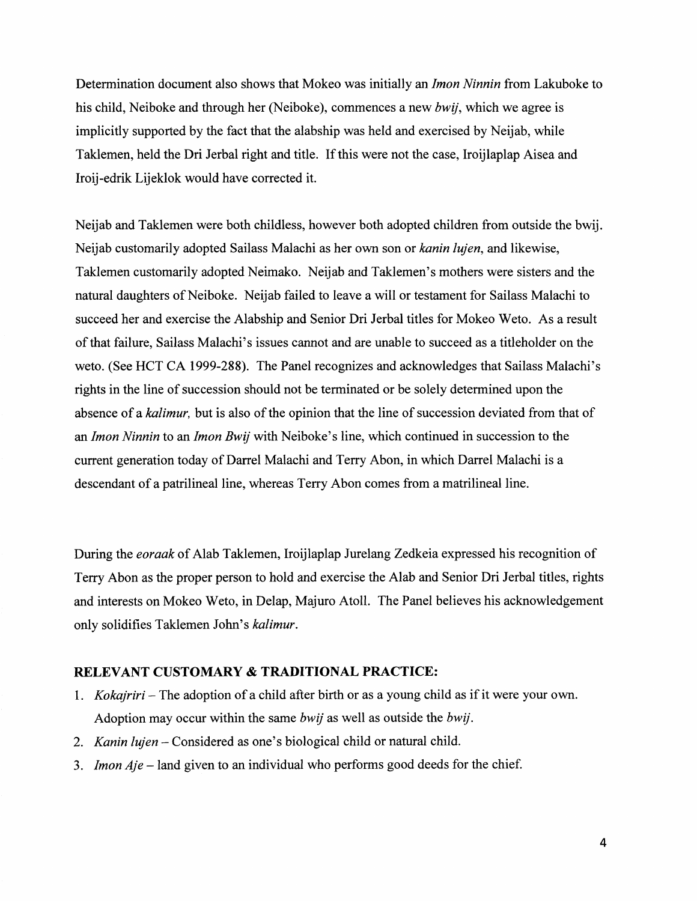Determination document also shows that Mokeo was initially an *Imon Ninnin* from Lakuboke to his child, Neiboke and through her (Neiboke), commences a new *bwij*, which we agree is implicitly supported by the fact that the alabship was held and exercised by Neijab, while Taklemen, held the Dri Jerbal right and title. If this were not the case, Iroijlaplap Aisea and Iroij-edrik Lijeklok would have corrected it.

Neijab and Taklemen were both childless, however both adopted children from outside the bwij. Neijab customarily adopted Sailass Malachi as her own son or *kanin lujen*, and likewise, Taklemen customarily adopted Neimako. Neijab and Taklemen's mothers were sisters and the natural daughters of Neiboke. Neijab failed to leave a will or testament for Sailass Malachi to succeed her and exercise the Alabship and Senior Dri Jerbal titles for Mokeo Weto. As a result of that failure, Sailass Malachi's issues cannot and are unable to succeed as a titleholder on the weto. (See HCT CA 1999-288). The Panel recognizes and acknowledges that Sailass Malachi's rights in the line of succession should not be terminated or be solely determined upon the absence of a *kalimur,* but is also of the opinion that the line of succession deviated from that of an *Imon Ninnin* to an *Imon Bwij* with Neiboke's line, which continued in succession to the current generation today of Darrel Malachi and Terry Abon, in which Darrel Malachi is a descendant of a patrilineal line, whereas Terry Abon comes from a matrilineal line.

During the *eoraak* of Alab Taklemen, Iroijlaplap Jurelang Zedkeia expressed his recognition of Terry Abon as the proper person to hold and exercise the Alab and Senior Dri Jerbal titles, rights and interests on Mokeo Weto, in Delap, Majuro Atoll. The Panel believes his acknowledgement only solidifies Taklemen John's *kalimur*.

## RELEVANT CUSTOMARY & TRADITIONAL PRACTICE:

1. *Kokajriri* – The adoption of a child after birth or as a young child as if it were your own. Adoption may occur within the same *bwij* as well as outside the *bwij*.
2. *Kanin lujen* – Considered as one's biological child or natural child.
3. *Imon Aje* – land given to an individual who performs good deeds for the chief.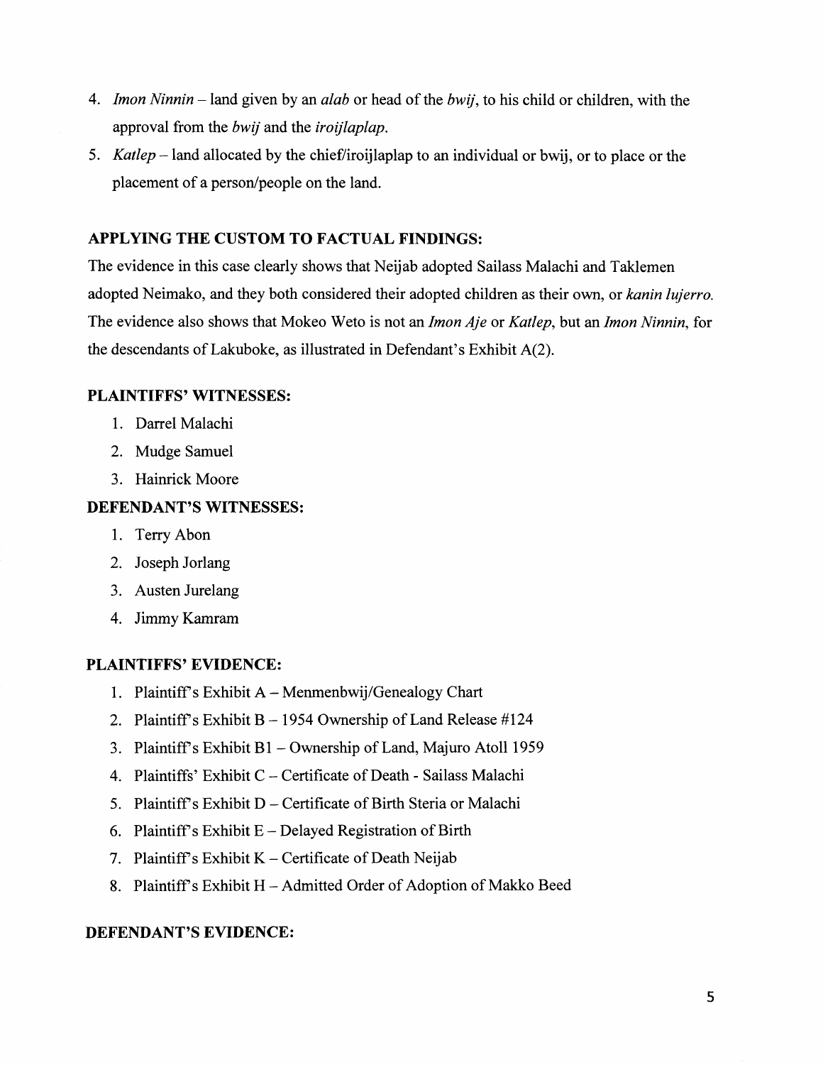4. *Imon Ninnin* – land given by an *alab* or head of the *bwij*, to his child or children, with the approval from the *bwij* and the *iroijlaplap*.
5. *Katlep* – land allocated by the chief/iroijlaplap to an individual or bwij, or to place or the placement of a person/people on the land.

### APPLYING THE CUSTOM TO FACTUAL FINDINGS:

The evidence in this case clearly shows that Neijab adopted Sailass Malachi and Taklemen adopted Neimako, and they both considered their adopted children as their own, or *kanin lujerro*. The evidence also shows that Mokeo Weto is not an *Imon Aje* or *Katlep*, but an *Imon Ninnin*, for the descendants of Lakuboke, as illustrated in Defendant's Exhibit A(2).

### PLAINTIFFS' WITNESSES:

1. Darrel Malachi
2. Mudge Samuel
3. Hainrick Moore

### DEFENDANT'S WITNESSES:

1. Terry Abon
2. Joseph Jorlang
3. Austen Jurelang
4. Jimmy Kamram

### PLAINTIFFS' EVIDENCE:

1. Plaintiff's Exhibit A – Menmenbwij/Genealogy Chart
2. Plaintiff's Exhibit B – 1954 Ownership of Land Release #124
3. Plaintiff's Exhibit B1 – Ownership of Land, Majuro Atoll 1959
4. Plaintiffs' Exhibit C – Certificate of Death - Sailass Malachi
5. Plaintiff's Exhibit D – Certificate of Birth Steria or Malachi
6. Plaintiff's Exhibit E – Delayed Registration of Birth
7. Plaintiff's Exhibit K – Certificate of Death Neijab
8. Plaintiff's Exhibit H – Admitted Order of Adoption of Makko Beed

### DEFENDANT'S EVIDENCE: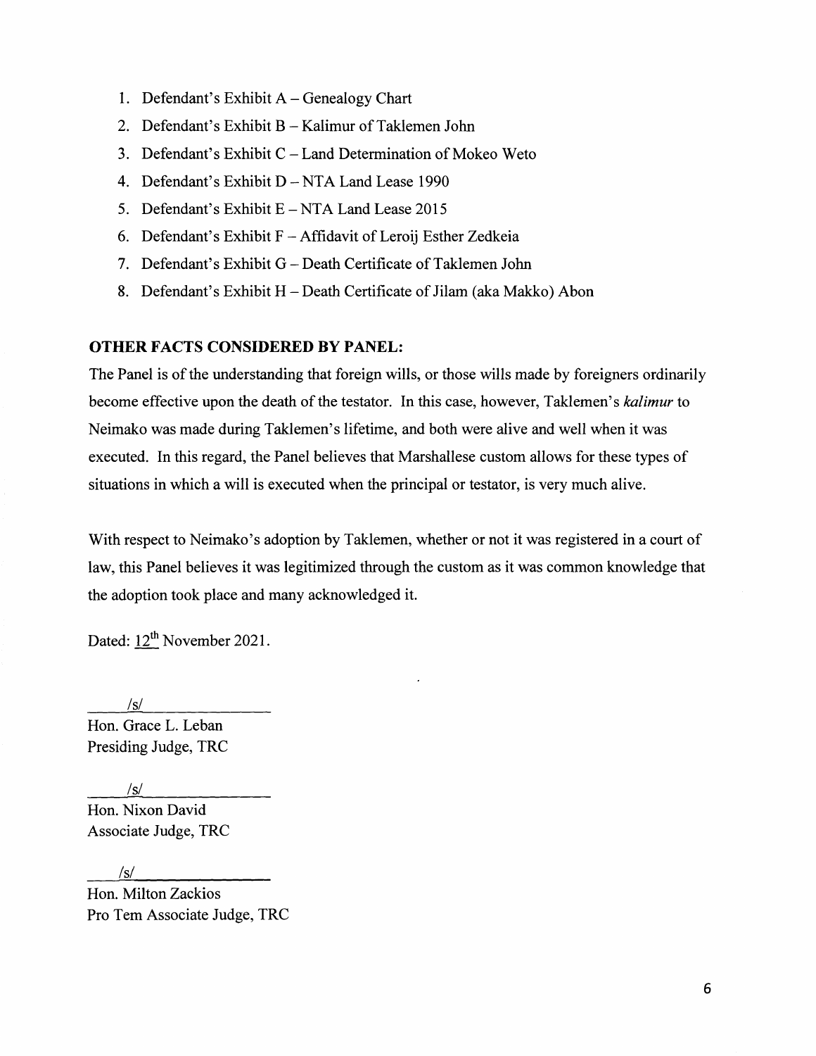1. Defendant's Exhibit A – Genealogy Chart
2. Defendant's Exhibit B – Kalimur of Taklemen John
3. Defendant's Exhibit C – Land Determination of Mokeo Weto
4. Defendant's Exhibit D – NTA Land Lease 1990
5. Defendant's Exhibit E – NTA Land Lease 2015
6. Defendant's Exhibit F – Affidavit of Leroij Esther Zedkeia
7. Defendant's Exhibit G – Death Certificate of Taklemen John
8. Defendant's Exhibit H – Death Certificate of Jilam (aka Makko) Abon

**OTHER FACTS CONSIDERED BY PANEL:**

The Panel is of the understanding that foreign wills, or those wills made by foreigners ordinarily become effective upon the death of the testator. In this case, however, Taklemen's *kalimur* to Neimako was made during Taklemen's lifetime, and both were alive and well when it was executed. In this regard, the Panel believes that Marshallese custom allows for these types of situations in which a will is executed when the principal or testator, is very much alive.

With respect to Neimako's adoption by Taklemen, whether or not it was registered in a court of law, this Panel believes it was legitimized through the custom as it was common knowledge that the adoption took place and many acknowledged it.

Dated: 12th November 2021.

/s/
Hon. Grace L. Leban
Presiding Judge, TRC

/s/
Hon. Nixon David
Associate Judge, TRC

/s/
Hon. Milton Zackios
Pro Tem Associate Judge, TRC